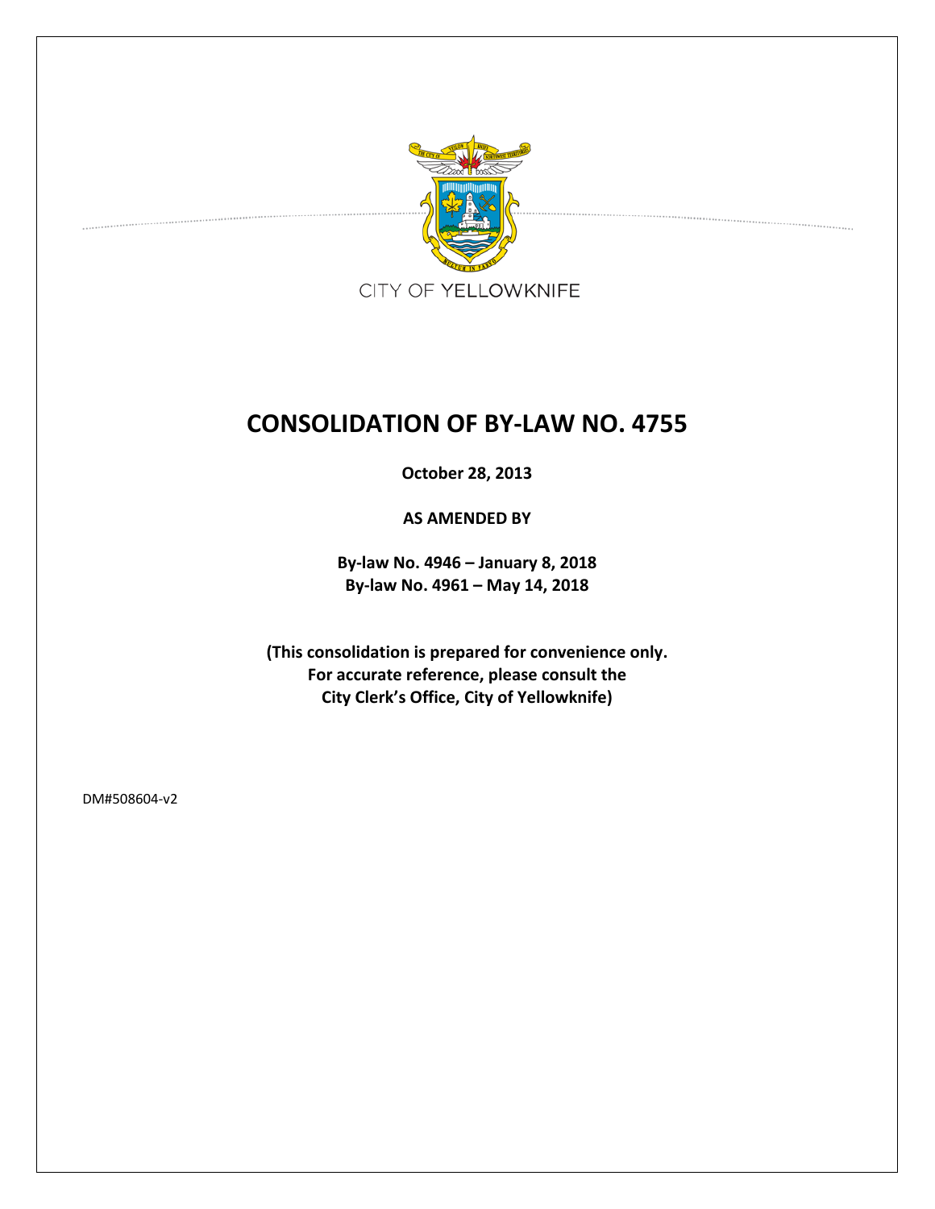CITY OF YELLOWKNIFE

# CONSOLIDATION OF BY-LAW NO. 4755

**October 28, 2013**

**AS AMENDED BY**

**By-law No. 4946 – January 8, 2018**
**By-law No. 4961 – May 14, 2018**

**(This consolidation is prepared for convenience only.
For accurate reference, please consult the
City Clerk's Office, City of Yellowknife)**

DM#508604-v2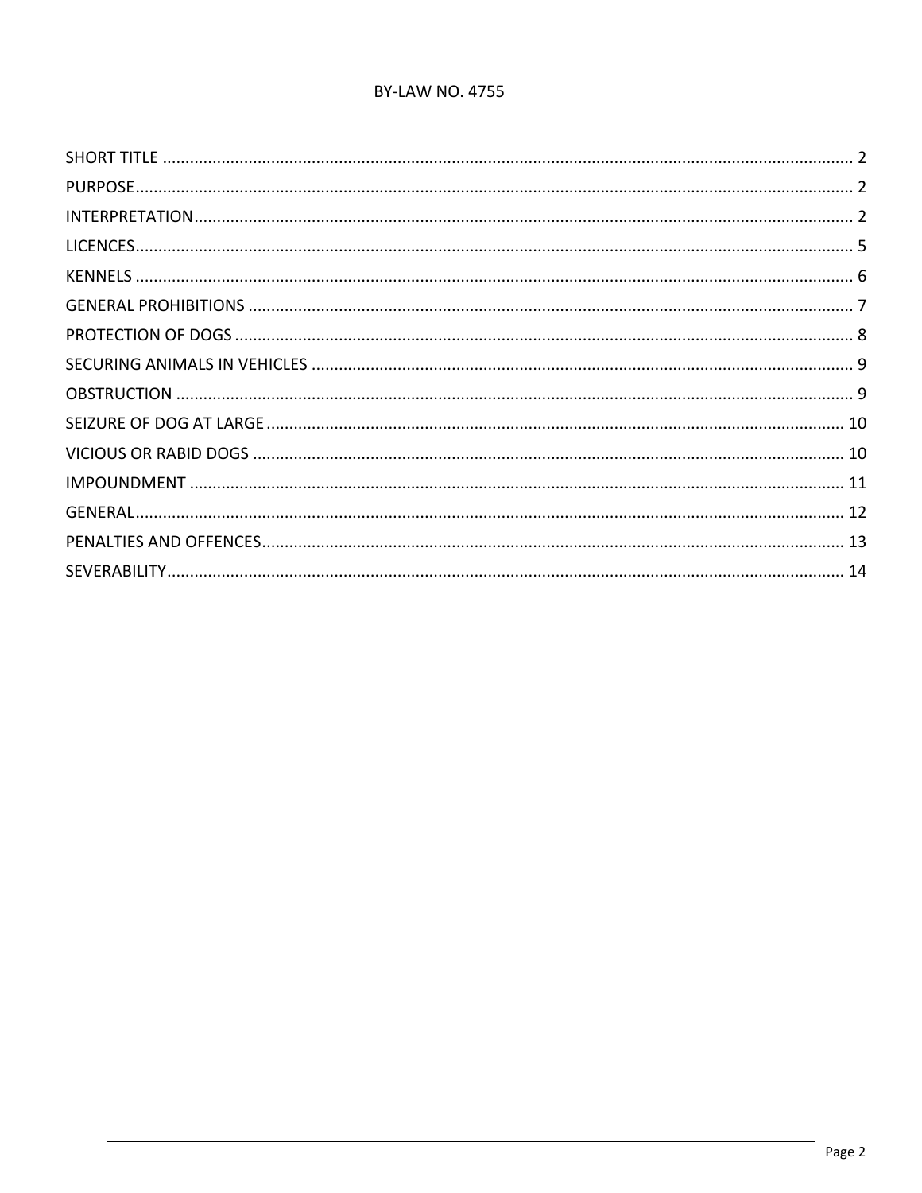# BY-LAW NO. 4755

| | |
|---|---|
| SHORT TITLE | 2 |
| PURPOSE | 2 |
| INTERPRETATION | 2 |
| LICENCES | 5 |
| KENNELS | 6 |
| GENERAL PROHIBITIONS | 7 |
| PROTECTION OF DOGS | 8 |
| SECURING ANIMALS IN VEHICLES | 9 |
| OBSTRUCTION | 9 |
| SEIZURE OF DOG AT LARGE | 10 |
| VICIOUS OR RABID DOGS | 10 |
| IMPOUNDMENT | 11 |
| GENERAL | 12 |
| PENALTIES AND OFFENCES | 13 |
| SEVERABILITY | 14 |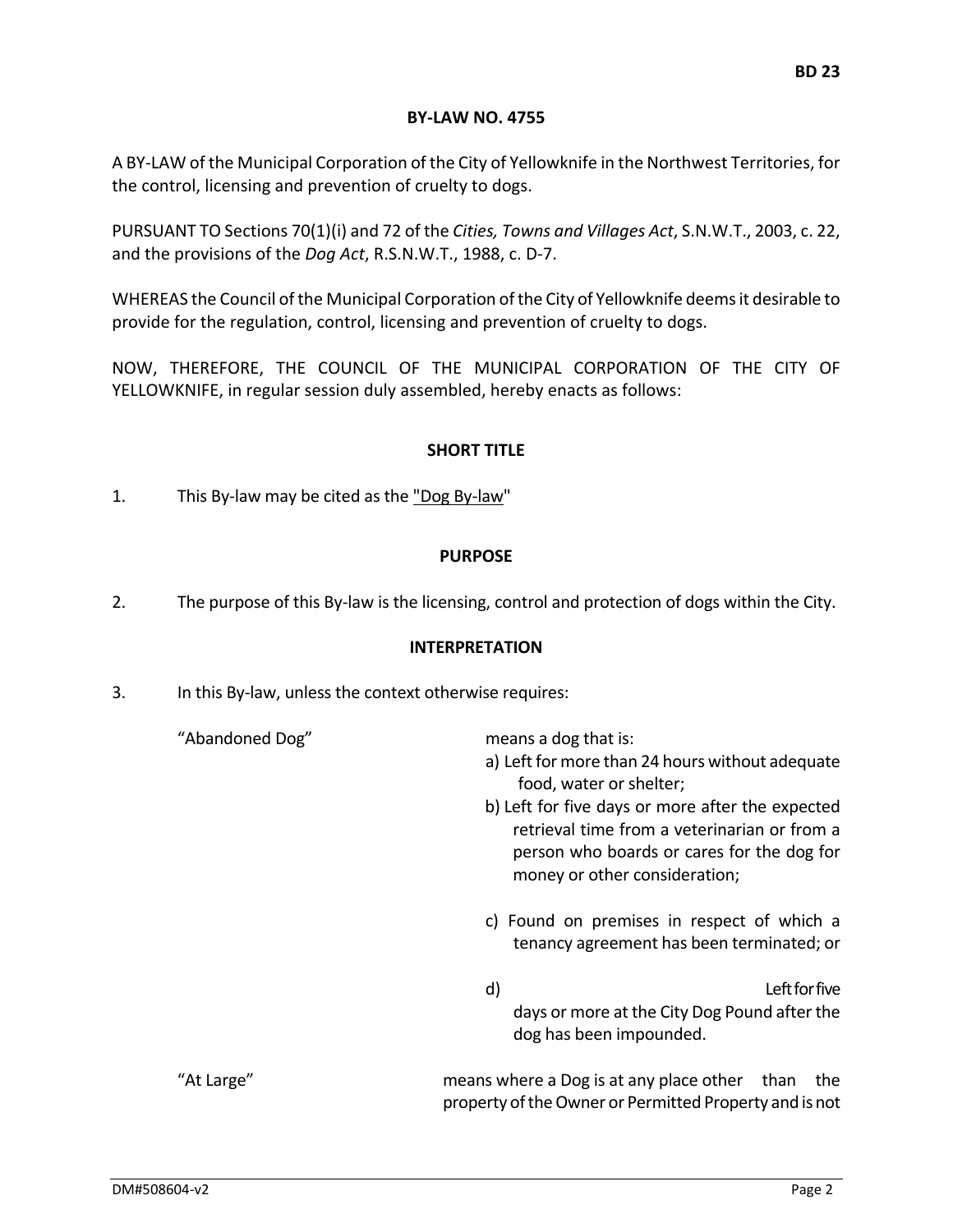**BY-LAW NO. 4755**

A BY-LAW of the Municipal Corporation of the City of Yellowknife in the Northwest Territories, for the control, licensing and prevention of cruelty to dogs.

PURSUANT TO Sections 70(1)(i) and 72 of the *Cities, Towns and Villages Act*, S.N.W.T., 2003, c. 22, and the provisions of the *Dog Act*, R.S.N.W.T., 1988, c. D-7.

WHEREAS the Council of the Municipal Corporation of the City of Yellowknife deems it desirable to provide for the regulation, control, licensing and prevention of cruelty to dogs.

NOW, THEREFORE, THE COUNCIL OF THE MUNICIPAL CORPORATION OF THE CITY OF YELLOWKNIFE, in regular session duly assembled, hereby enacts as follows:

## SHORT TITLE

1. This By-law may be cited as the "Dog By-law"

## PURPOSE

2. The purpose of this By-law is the licensing, control and protection of dogs within the City.

## INTERPRETATION

3. In this By-law, unless the context otherwise requires:

"Abandoned Dog" means a dog that is:

a) Left for more than 24 hours without adequate food, water or shelter;

b) Left for five days or more after the expected retrieval time from a veterinarian or from a person who boards or cares for the dog for money or other consideration;

c) Found on premises in respect of which a tenancy agreement has been terminated; or

d) Left for five days or more at the City Dog Pound after the dog has been impounded.

"At Large" means where a Dog is at any place other than the property of the Owner or Permitted Property and is not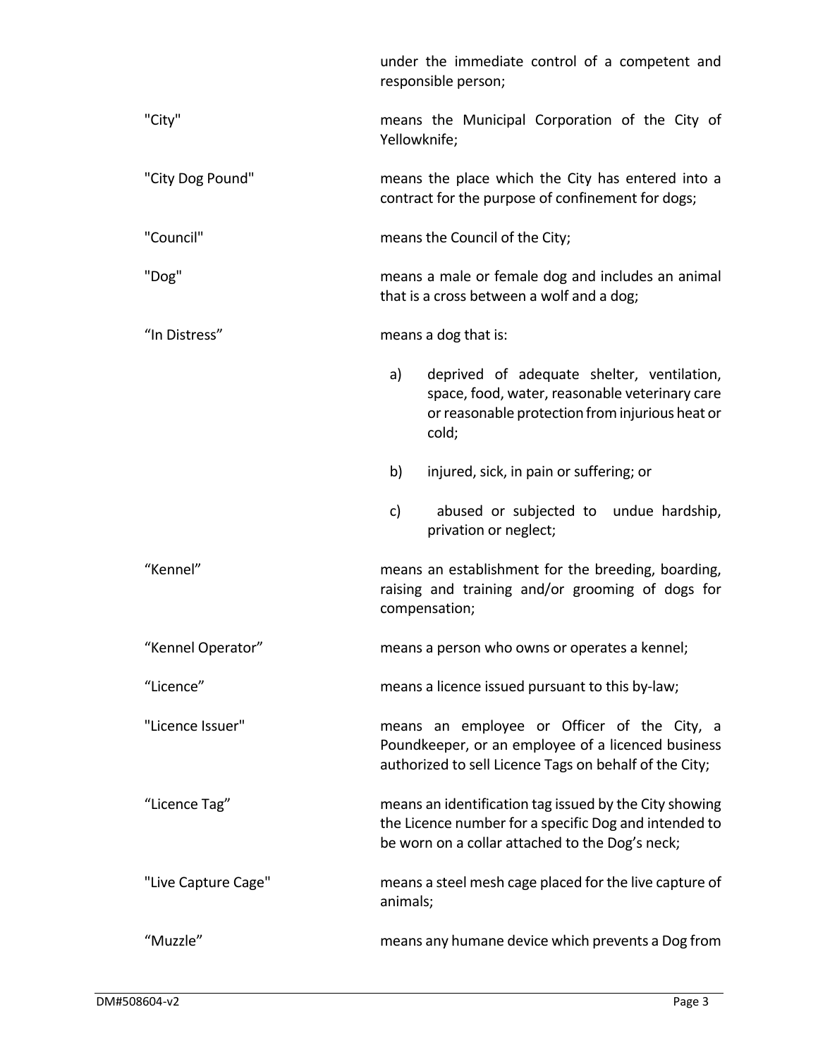under the immediate control of a competent and responsible person;

"City" means the Municipal Corporation of the City of Yellowknife;

"City Dog Pound" means the place which the City has entered into a contract for the purpose of confinement for dogs;

"Council" means the Council of the City;

"Dog" means a male or female dog and includes an animal that is a cross between a wolf and a dog;

"In Distress" means a dog that is:

a) deprived of adequate shelter, ventilation, space, food, water, reasonable veterinary care or reasonable protection from injurious heat or cold;

b) injured, sick, in pain or suffering; or

c) abused or subjected to undue hardship, privation or neglect;

"Kennel" means an establishment for the breeding, boarding, raising and training and/or grooming of dogs for compensation;

"Kennel Operator" means a person who owns or operates a kennel;

"Licence" means a licence issued pursuant to this by-law;

"Licence Issuer" means an employee or Officer of the City, a Poundkeeper, or an employee of a licenced business authorized to sell Licence Tags on behalf of the City;

"Licence Tag" means an identification tag issued by the City showing the Licence number for a specific Dog and intended to be worn on a collar attached to the Dog's neck;

"Live Capture Cage" means a steel mesh cage placed for the live capture of animals;

"Muzzle" means any humane device which prevents a Dog from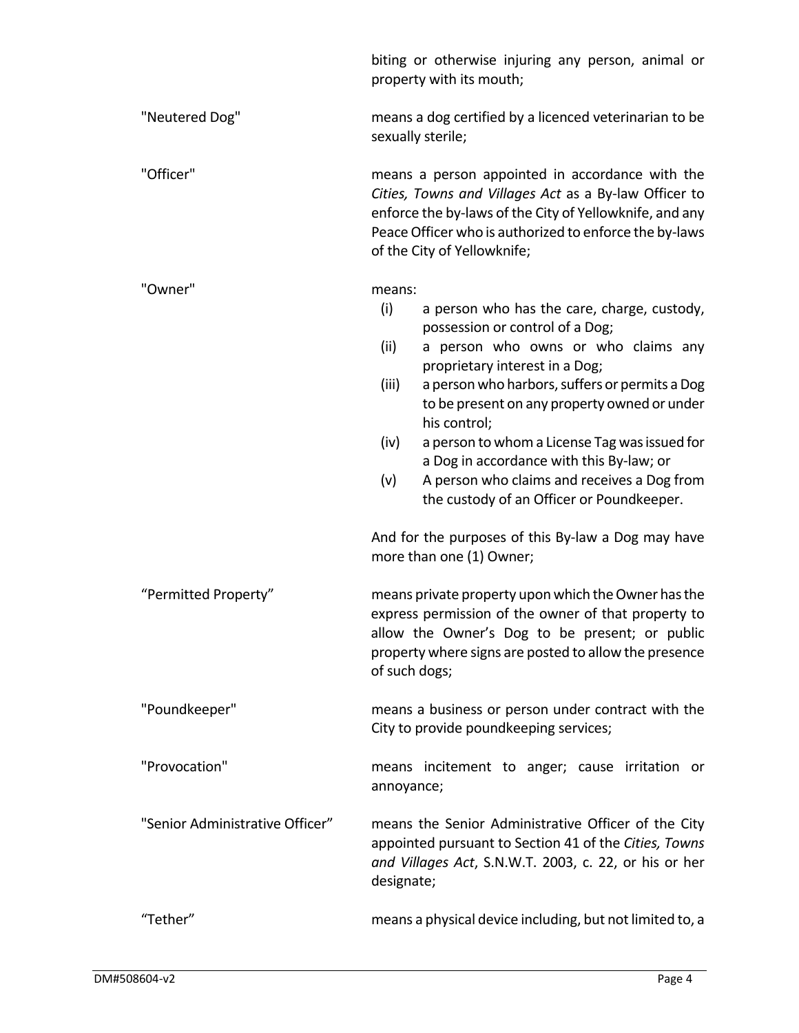biting or otherwise injuring any person, animal or property with its mouth;

"Neutered Dog" means a dog certified by a licenced veterinarian to be sexually sterile;

"Officer" means a person appointed in accordance with the *Cities, Towns and Villages Act* as a By-law Officer to enforce the by-laws of the City of Yellowknife, and any Peace Officer who is authorized to enforce the by-laws of the City of Yellowknife;

"Owner" means:

- (i) a person who has the care, charge, custody, possession or control of a Dog;
- (ii) a person who owns or who claims any proprietary interest in a Dog;
- (iii) a person who harbors, suffers or permits a Dog to be present on any property owned or under his control;
- (iv) a person to whom a License Tag was issued for a Dog in accordance with this By-law; or
- (v) A person who claims and receives a Dog from the custody of an Officer or Poundkeeper.

And for the purposes of this By-law a Dog may have more than one (1) Owner;

"Permitted Property" means private property upon which the Owner has the express permission of the owner of that property to allow the Owner's Dog to be present; or public property where signs are posted to allow the presence of such dogs;

"Poundkeeper" means a business or person under contract with the City to provide poundkeeping services;

"Provocation" means incitement to anger; cause irritation or annoyance;

"Senior Administrative Officer" means the Senior Administrative Officer of the City appointed pursuant to Section 41 of the *Cities, Towns and Villages Act*, S.N.W.T. 2003, c. 22, or his or her designate;

"Tether" means a physical device including, but not limited to, a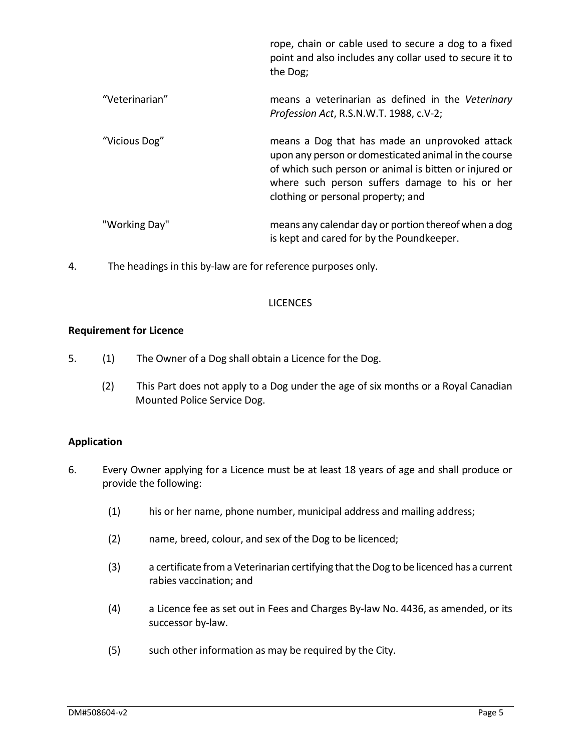rope, chain or cable used to secure a dog to a fixed point and also includes any collar used to secure it to the Dog;

| | |
|---|---|
| "Veterinarian" | means a veterinarian as defined in the *Veterinary Profession Act*, R.S.N.W.T. 1988, c.V-2; |
| "Vicious Dog" | means a Dog that has made an unprovoked attack upon any person or domesticated animal in the course of which such person or animal is bitten or injured or where such person suffers damage to his or her clothing or personal property; and |
| "Working Day" | means any calendar day or portion thereof when a dog is kept and cared for by the Poundkeeper. |

4. The headings in this by-law are for reference purposes only.

## LICENCES

### Requirement for Licence

5. (1) The Owner of a Dog shall obtain a Licence for the Dog.

   (2) This Part does not apply to a Dog under the age of six months or a Royal Canadian Mounted Police Service Dog.

### Application

6. Every Owner applying for a Licence must be at least 18 years of age and shall produce or provide the following:

   (1) his or her name, phone number, municipal address and mailing address;

   (2) name, breed, colour, and sex of the Dog to be licenced;

   (3) a certificate from a Veterinarian certifying that the Dog to be licenced has a current rabies vaccination; and

   (4) a Licence fee as set out in Fees and Charges By-law No. 4436, as amended, or its successor by-law.

   (5) such other information as may be required by the City.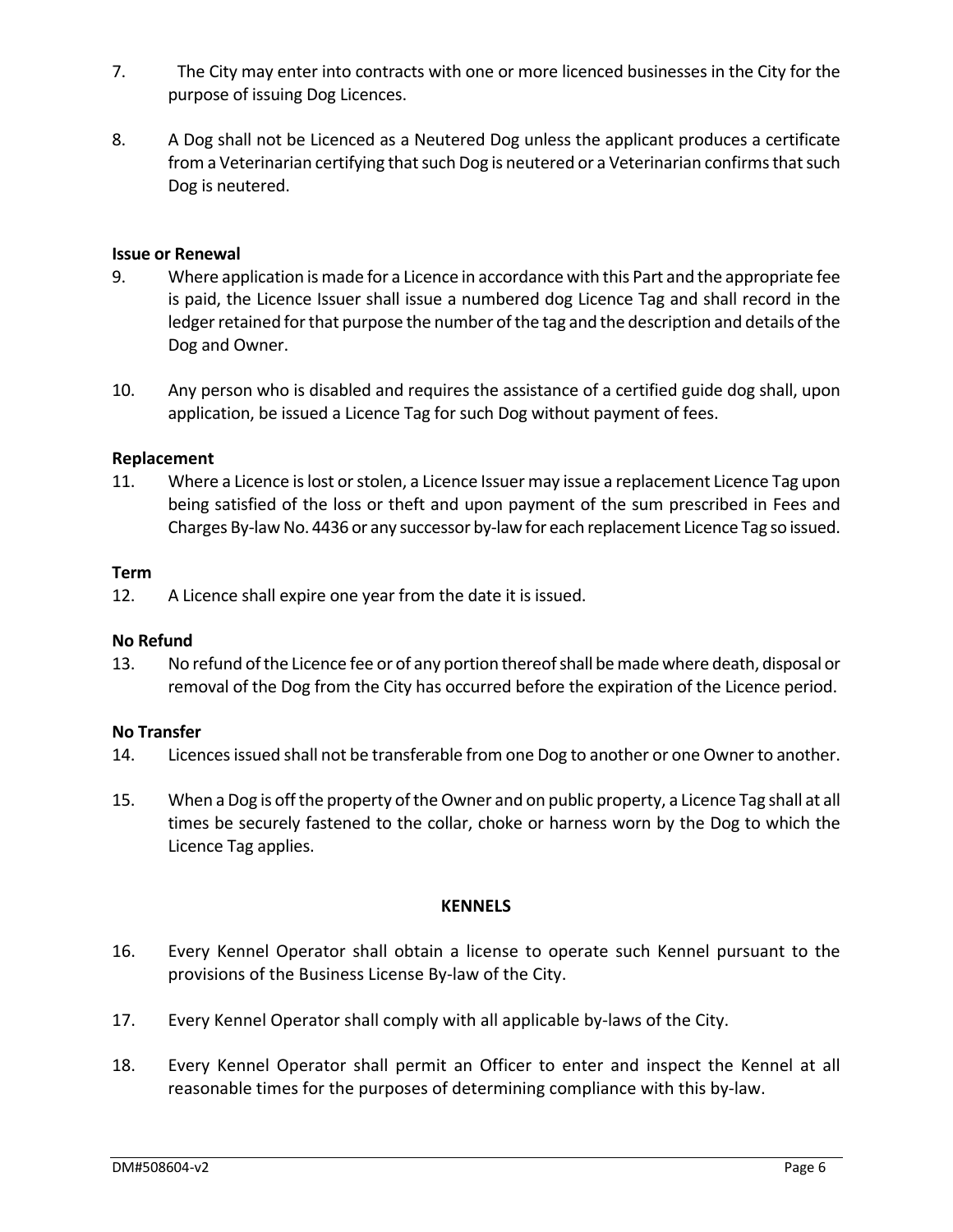7. The City may enter into contracts with one or more licenced businesses in the City for the purpose of issuing Dog Licences.

8. A Dog shall not be Licenced as a Neutered Dog unless the applicant produces a certificate from a Veterinarian certifying that such Dog is neutered or a Veterinarian confirms that such Dog is neutered.

**Issue or Renewal**

9. Where application is made for a Licence in accordance with this Part and the appropriate fee is paid, the Licence Issuer shall issue a numbered dog Licence Tag and shall record in the ledger retained for that purpose the number of the tag and the description and details of the Dog and Owner.

10. Any person who is disabled and requires the assistance of a certified guide dog shall, upon application, be issued a Licence Tag for such Dog without payment of fees.

**Replacement**

11. Where a Licence is lost or stolen, a Licence Issuer may issue a replacement Licence Tag upon being satisfied of the loss or theft and upon payment of the sum prescribed in Fees and Charges By-law No. 4436 or any successor by-law for each replacement Licence Tag so issued.

**Term**

12. A Licence shall expire one year from the date it is issued.

**No Refund**

13. No refund of the Licence fee or of any portion thereof shall be made where death, disposal or removal of the Dog from the City has occurred before the expiration of the Licence period.

**No Transfer**

14. Licences issued shall not be transferable from one Dog to another or one Owner to another.

15. When a Dog is off the property of the Owner and on public property, a Licence Tag shall at all times be securely fastened to the collar, choke or harness worn by the Dog to which the Licence Tag applies.

**KENNELS**

16. Every Kennel Operator shall obtain a license to operate such Kennel pursuant to the provisions of the Business License By-law of the City.

17. Every Kennel Operator shall comply with all applicable by-laws of the City.

18. Every Kennel Operator shall permit an Officer to enter and inspect the Kennel at all reasonable times for the purposes of determining compliance with this by-law.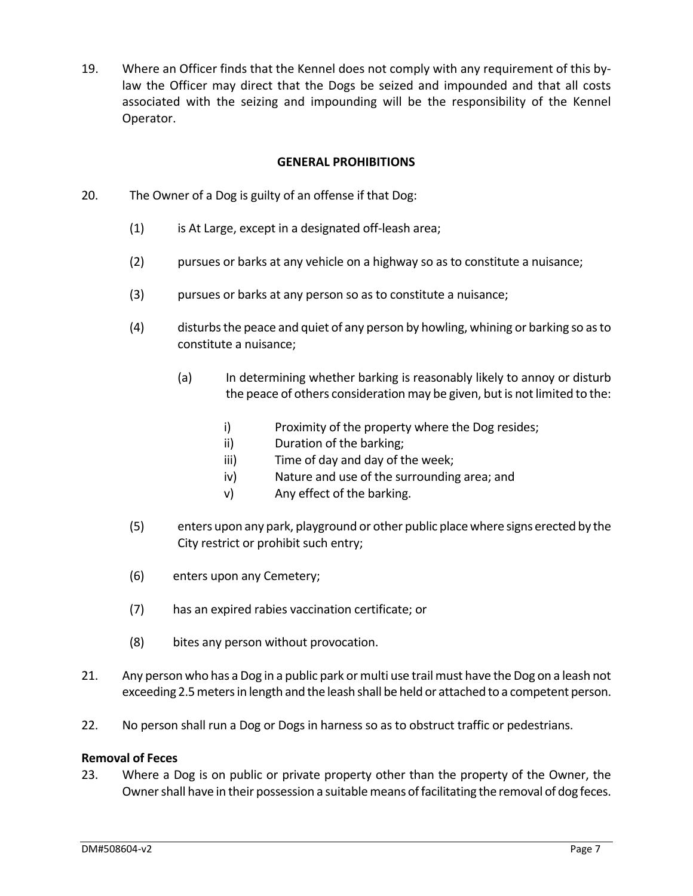19. Where an Officer finds that the Kennel does not comply with any requirement of this by-law the Officer may direct that the Dogs be seized and impounded and that all costs associated with the seizing and impounding will be the responsibility of the Kennel Operator.

## GENERAL PROHIBITIONS

20. The Owner of a Dog is guilty of an offense if that Dog:

    (1) is At Large, except in a designated off-leash area;

    (2) pursues or barks at any vehicle on a highway so as to constitute a nuisance;

    (3) pursues or barks at any person so as to constitute a nuisance;

    (4) disturbs the peace and quiet of any person by howling, whining or barking so as to constitute a nuisance;

        (a) In determining whether barking is reasonably likely to annoy or disturb the peace of others consideration may be given, but is not limited to the:

            i) Proximity of the property where the Dog resides;
            ii) Duration of the barking;
            iii) Time of day and day of the week;
            iv) Nature and use of the surrounding area; and
            v) Any effect of the barking.

    (5) enters upon any park, playground or other public place where signs erected by the City restrict or prohibit such entry;

    (6) enters upon any Cemetery;

    (7) has an expired rabies vaccination certificate; or

    (8) bites any person without provocation.

21. Any person who has a Dog in a public park or multi use trail must have the Dog on a leash not exceeding 2.5 meters in length and the leash shall be held or attached to a competent person.

22. No person shall run a Dog or Dogs in harness so as to obstruct traffic or pedestrians.

**Removal of Feces**

23. Where a Dog is on public or private property other than the property of the Owner, the Owner shall have in their possession a suitable means of facilitating the removal of dog feces.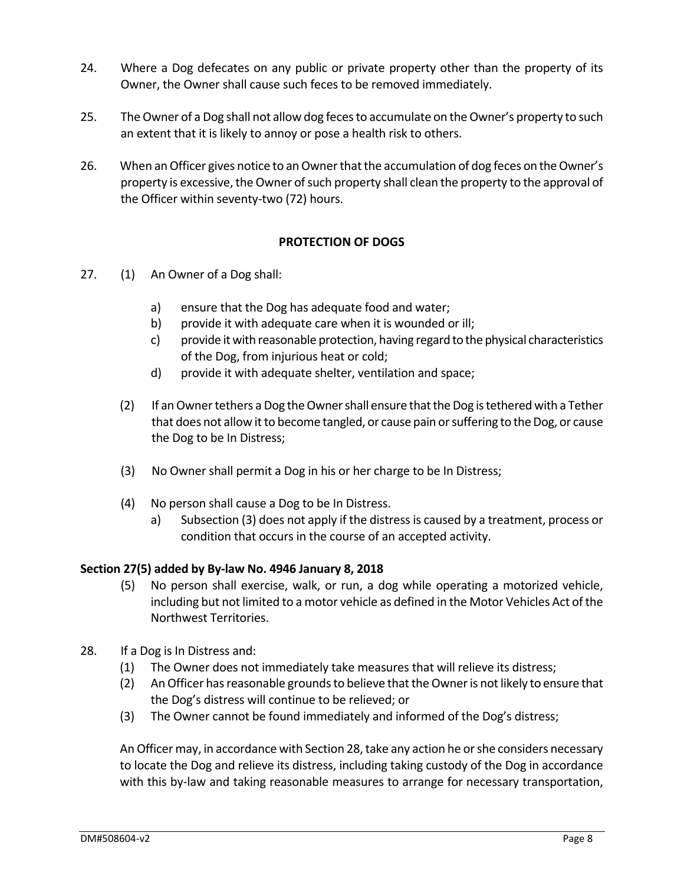24. Where a Dog defecates on any public or private property other than the property of its Owner, the Owner shall cause such feces to be removed immediately.

25. The Owner of a Dog shall not allow dog feces to accumulate on the Owner's property to such an extent that it is likely to annoy or pose a health risk to others.

26. When an Officer gives notice to an Owner that the accumulation of dog feces on the Owner's property is excessive, the Owner of such property shall clean the property to the approval of the Officer within seventy-two (72) hours.

**PROTECTION OF DOGS**

27. (1) An Owner of a Dog shall:

    a) ensure that the Dog has adequate food and water;
    b) provide it with adequate care when it is wounded or ill;
    c) provide it with reasonable protection, having regard to the physical characteristics of the Dog, from injurious heat or cold;
    d) provide it with adequate shelter, ventilation and space;

    (2) If an Owner tethers a Dog the Owner shall ensure that the Dog is tethered with a Tether that does not allow it to become tangled, or cause pain or suffering to the Dog, or cause the Dog to be In Distress;

    (3) No Owner shall permit a Dog in his or her charge to be In Distress;

    (4) No person shall cause a Dog to be In Distress.
    a) Subsection (3) does not apply if the distress is caused by a treatment, process or condition that occurs in the course of an accepted activity.

**Section 27(5) added by By-law No. 4946 January 8, 2018**

(5) No person shall exercise, walk, or run, a dog while operating a motorized vehicle, including but not limited to a motor vehicle as defined in the Motor Vehicles Act of the Northwest Territories.

28. If a Dog is In Distress and:
    (1) The Owner does not immediately take measures that will relieve its distress;
    (2) An Officer has reasonable grounds to believe that the Owner is not likely to ensure that the Dog's distress will continue to be relieved; or
    (3) The Owner cannot be found immediately and informed of the Dog's distress;

An Officer may, in accordance with Section 28, take any action he or she considers necessary to locate the Dog and relieve its distress, including taking custody of the Dog in accordance with this by-law and taking reasonable measures to arrange for necessary transportation,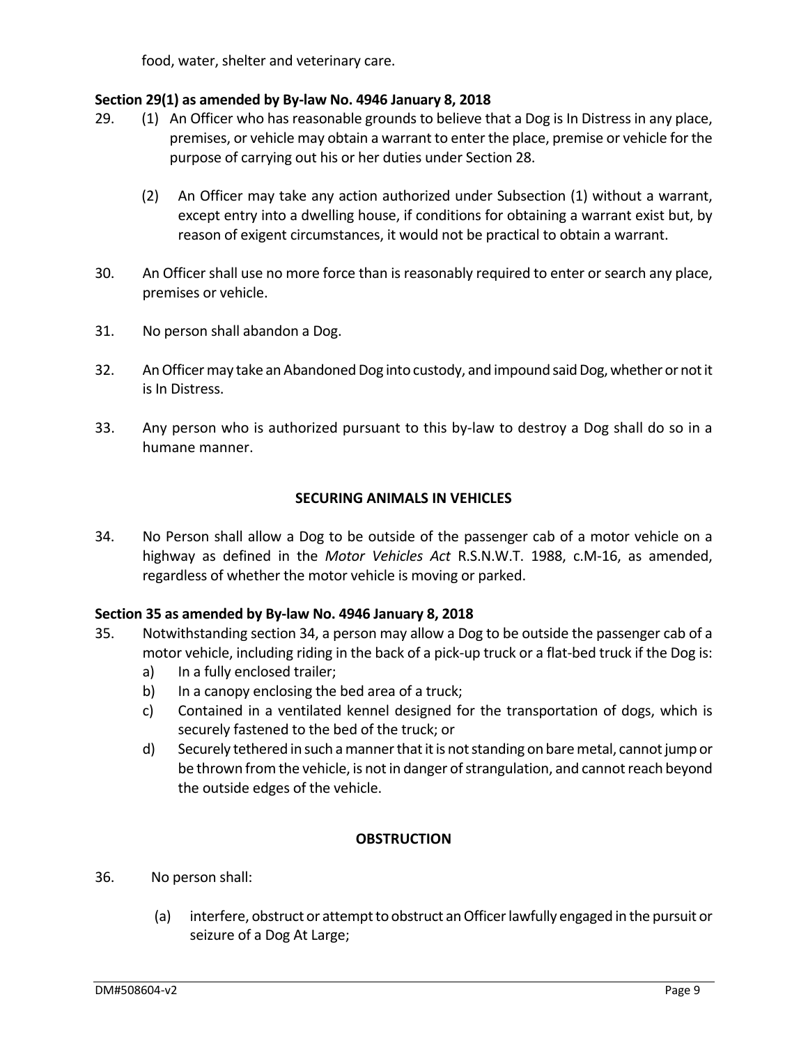food, water, shelter and veterinary care.

**Section 29(1) as amended by By-law No. 4946 January 8, 2018**

29. (1) An Officer who has reasonable grounds to believe that a Dog is In Distress in any place, premises, or vehicle may obtain a warrant to enter the place, premise or vehicle for the purpose of carrying out his or her duties under Section 28.

(2) An Officer may take any action authorized under Subsection (1) without a warrant, except entry into a dwelling house, if conditions for obtaining a warrant exist but, by reason of exigent circumstances, it would not be practical to obtain a warrant.

30. An Officer shall use no more force than is reasonably required to enter or search any place, premises or vehicle.

31. No person shall abandon a Dog.

32. An Officer may take an Abandoned Dog into custody, and impound said Dog, whether or not it is In Distress.

33. Any person who is authorized pursuant to this by-law to destroy a Dog shall do so in a humane manner.

## SECURING ANIMALS IN VEHICLES

34. No Person shall allow a Dog to be outside of the passenger cab of a motor vehicle on a highway as defined in the *Motor Vehicles Act* R.S.N.W.T. 1988, c.M-16, as amended, regardless of whether the motor vehicle is moving or parked.

**Section 35 as amended by By-law No. 4946 January 8, 2018**

35. Notwithstanding section 34, a person may allow a Dog to be outside the passenger cab of a motor vehicle, including riding in the back of a pick-up truck or a flat-bed truck if the Dog is:
    a) In a fully enclosed trailer;
    b) In a canopy enclosing the bed area of a truck;
    c) Contained in a ventilated kennel designed for the transportation of dogs, which is securely fastened to the bed of the truck; or
    d) Securely tethered in such a manner that it is not standing on bare metal, cannot jump or be thrown from the vehicle, is not in danger of strangulation, and cannot reach beyond the outside edges of the vehicle.

## OBSTRUCTION

36. No person shall:

    (a) interfere, obstruct or attempt to obstruct an Officer lawfully engaged in the pursuit or seizure of a Dog At Large;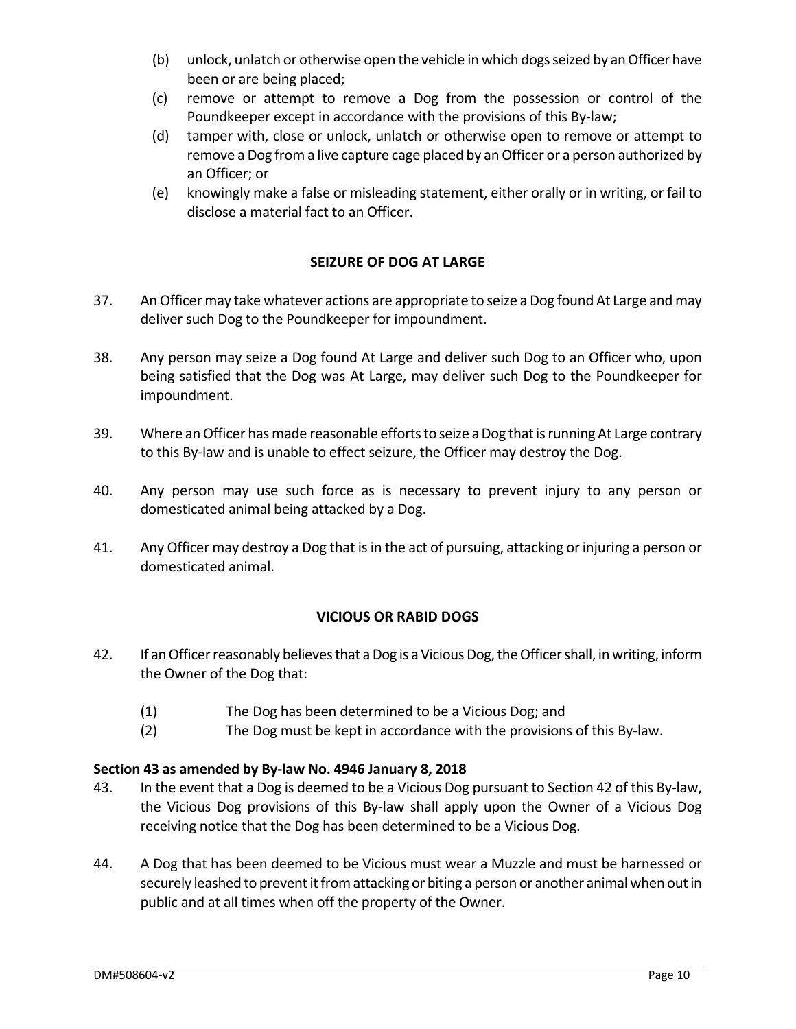(b) unlock, unlatch or otherwise open the vehicle in which dogs seized by an Officer have been or are being placed;

(c) remove or attempt to remove a Dog from the possession or control of the Poundkeeper except in accordance with the provisions of this By-law;

(d) tamper with, close or unlock, unlatch or otherwise open to remove or attempt to remove a Dog from a live capture cage placed by an Officer or a person authorized by an Officer; or

(e) knowingly make a false or misleading statement, either orally or in writing, or fail to disclose a material fact to an Officer.

## SEIZURE OF DOG AT LARGE

37. An Officer may take whatever actions are appropriate to seize a Dog found At Large and may deliver such Dog to the Poundkeeper for impoundment.

38. Any person may seize a Dog found At Large and deliver such Dog to an Officer who, upon being satisfied that the Dog was At Large, may deliver such Dog to the Poundkeeper for impoundment.

39. Where an Officer has made reasonable efforts to seize a Dog that is running At Large contrary to this By-law and is unable to effect seizure, the Officer may destroy the Dog.

40. Any person may use such force as is necessary to prevent injury to any person or domesticated animal being attacked by a Dog.

41. Any Officer may destroy a Dog that is in the act of pursuing, attacking or injuring a person or domesticated animal.

## VICIOUS OR RABID DOGS

42. If an Officer reasonably believes that a Dog is a Vicious Dog, the Officer shall, in writing, inform the Owner of the Dog that:

(1) The Dog has been determined to be a Vicious Dog; and

(2) The Dog must be kept in accordance with the provisions of this By-law.

**Section 43 as amended by By-law No. 4946 January 8, 2018**

43. In the event that a Dog is deemed to be a Vicious Dog pursuant to Section 42 of this By-law, the Vicious Dog provisions of this By-law shall apply upon the Owner of a Vicious Dog receiving notice that the Dog has been determined to be a Vicious Dog.

44. A Dog that has been deemed to be Vicious must wear a Muzzle and must be harnessed or securely leashed to prevent it from attacking or biting a person or another animal when out in public and at all times when off the property of the Owner.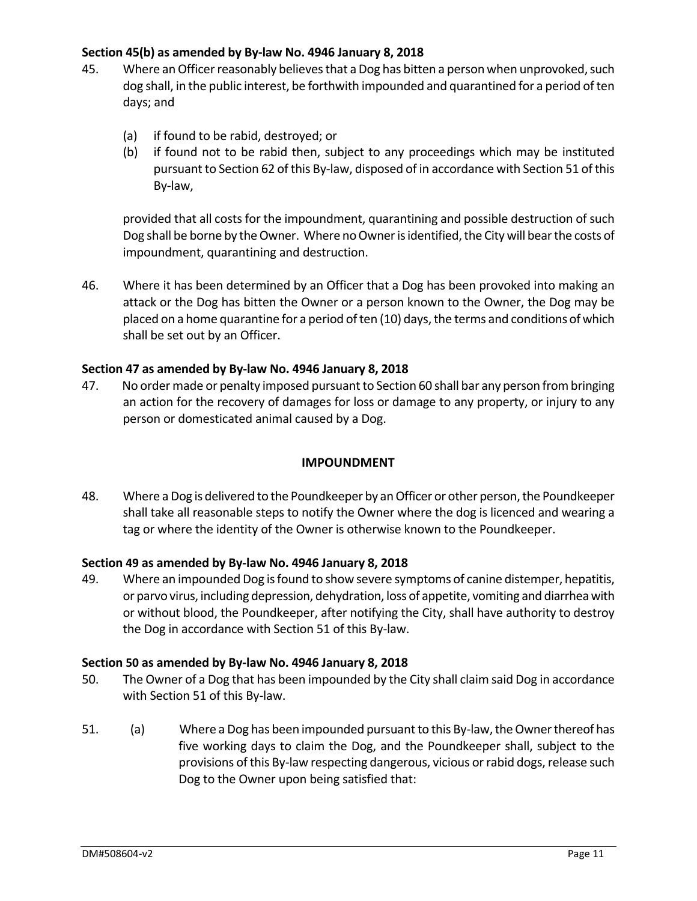**Section 45(b) as amended by By-law No. 4946 January 8, 2018**

45. Where an Officer reasonably believes that a Dog has bitten a person when unprovoked, such dog shall, in the public interest, be forthwith impounded and quarantined for a period of ten days; and

    (a) if found to be rabid, destroyed; or
    (b) if found not to be rabid then, subject to any proceedings which may be instituted pursuant to Section 62 of this By-law, disposed of in accordance with Section 51 of this By-law,

    provided that all costs for the impoundment, quarantining and possible destruction of such Dog shall be borne by the Owner. Where no Owner is identified, the City will bear the costs of impoundment, quarantining and destruction.

46. Where it has been determined by an Officer that a Dog has been provoked into making an attack or the Dog has bitten the Owner or a person known to the Owner, the Dog may be placed on a home quarantine for a period of ten (10) days, the terms and conditions of which shall be set out by an Officer.

**Section 47 as amended by By-law No. 4946 January 8, 2018**

47. No order made or penalty imposed pursuant to Section 60 shall bar any person from bringing an action for the recovery of damages for loss or damage to any property, or injury to any person or domesticated animal caused by a Dog.

## IMPOUNDMENT

48. Where a Dog is delivered to the Poundkeeper by an Officer or other person, the Poundkeeper shall take all reasonable steps to notify the Owner where the dog is licenced and wearing a tag or where the identity of the Owner is otherwise known to the Poundkeeper.

**Section 49 as amended by By-law No. 4946 January 8, 2018**

49. Where an impounded Dog is found to show severe symptoms of canine distemper, hepatitis, or parvo virus, including depression, dehydration, loss of appetite, vomiting and diarrhea with or without blood, the Poundkeeper, after notifying the City, shall have authority to destroy the Dog in accordance with Section 51 of this By-law.

**Section 50 as amended by By-law No. 4946 January 8, 2018**

50. The Owner of a Dog that has been impounded by the City shall claim said Dog in accordance with Section 51 of this By-law.

51. (a) Where a Dog has been impounded pursuant to this By-law, the Owner thereof has five working days to claim the Dog, and the Poundkeeper shall, subject to the provisions of this By-law respecting dangerous, vicious or rabid dogs, release such Dog to the Owner upon being satisfied that: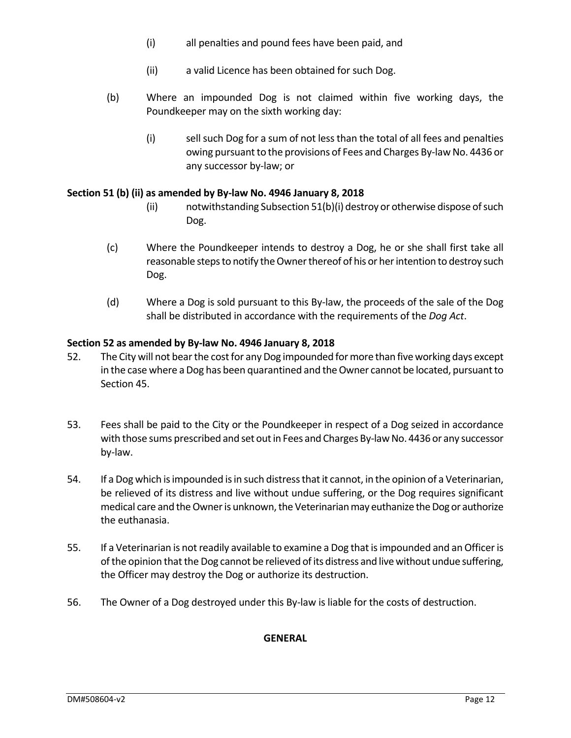(i) all penalties and pound fees have been paid, and

(ii) a valid Licence has been obtained for such Dog.

(b) Where an impounded Dog is not claimed within five working days, the Poundkeeper may on the sixth working day:

(i) sell such Dog for a sum of not less than the total of all fees and penalties owing pursuant to the provisions of Fees and Charges By-law No. 4436 or any successor by-law; or

**Section 51 (b) (ii) as amended by By-law No. 4946 January 8, 2018**

(ii) notwithstanding Subsection 51(b)(i) destroy or otherwise dispose of such Dog.

(c) Where the Poundkeeper intends to destroy a Dog, he or she shall first take all reasonable steps to notify the Owner thereof of his or her intention to destroy such Dog.

(d) Where a Dog is sold pursuant to this By-law, the proceeds of the sale of the Dog shall be distributed in accordance with the requirements of the *Dog Act*.

**Section 52 as amended by By-law No. 4946 January 8, 2018**

52. The City will not bear the cost for any Dog impounded for more than five working days except in the case where a Dog has been quarantined and the Owner cannot be located, pursuant to Section 45.

53. Fees shall be paid to the City or the Poundkeeper in respect of a Dog seized in accordance with those sums prescribed and set out in Fees and Charges By-law No. 4436 or any successor by-law.

54. If a Dog which is impounded is in such distress that it cannot, in the opinion of a Veterinarian, be relieved of its distress and live without undue suffering, or the Dog requires significant medical care and the Owner is unknown, the Veterinarian may euthanize the Dog or authorize the euthanasia.

55. If a Veterinarian is not readily available to examine a Dog that is impounded and an Officer is of the opinion that the Dog cannot be relieved of its distress and live without undue suffering, the Officer may destroy the Dog or authorize its destruction.

56. The Owner of a Dog destroyed under this By-law is liable for the costs of destruction.

**GENERAL**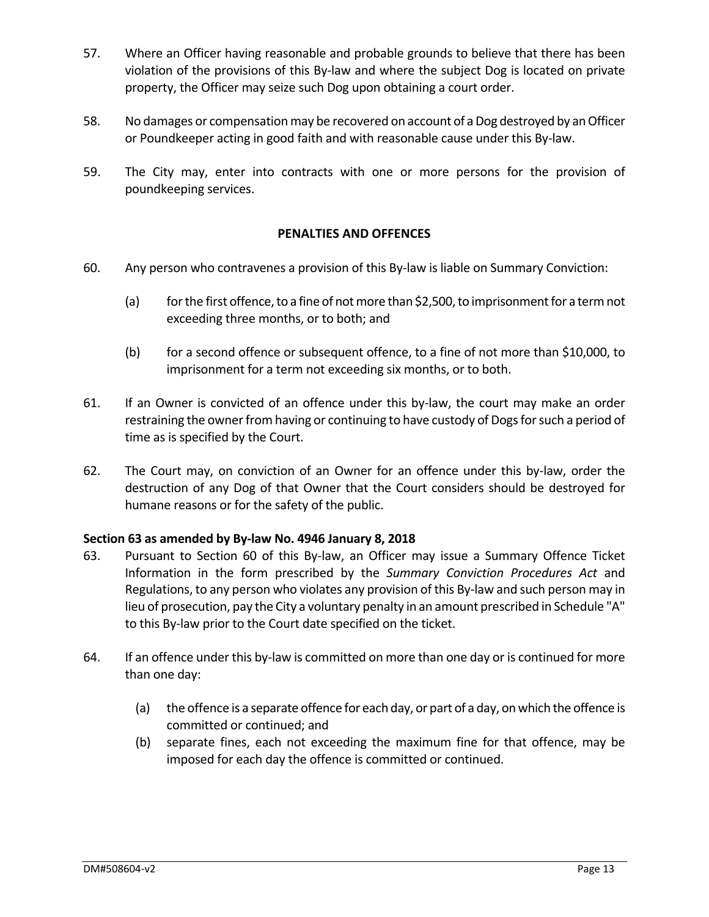57. Where an Officer having reasonable and probable grounds to believe that there has been violation of the provisions of this By-law and where the subject Dog is located on private property, the Officer may seize such Dog upon obtaining a court order.

58. No damages or compensation may be recovered on account of a Dog destroyed by an Officer or Poundkeeper acting in good faith and with reasonable cause under this By-law.

59. The City may, enter into contracts with one or more persons for the provision of poundkeeping services.

## PENALTIES AND OFFENCES

60. Any person who contravenes a provision of this By-law is liable on Summary Conviction:

    (a) for the first offence, to a fine of not more than $2,500, to imprisonment for a term not exceeding three months, or to both; and

    (b) for a second offence or subsequent offence, to a fine of not more than $10,000, to imprisonment for a term not exceeding six months, or to both.

61. If an Owner is convicted of an offence under this by-law, the court may make an order restraining the owner from having or continuing to have custody of Dogs for such a period of time as is specified by the Court.

62. The Court may, on conviction of an Owner for an offence under this by-law, order the destruction of any Dog of that Owner that the Court considers should be destroyed for humane reasons or for the safety of the public.

**Section 63 as amended by By-law No. 4946 January 8, 2018**

63. Pursuant to Section 60 of this By-law, an Officer may issue a Summary Offence Ticket Information in the form prescribed by the *Summary Conviction Procedures Act* and Regulations, to any person who violates any provision of this By-law and such person may in lieu of prosecution, pay the City a voluntary penalty in an amount prescribed in Schedule "A" to this By-law prior to the Court date specified on the ticket.

64. If an offence under this by-law is committed on more than one day or is continued for more than one day:

    (a) the offence is a separate offence for each day, or part of a day, on which the offence is committed or continued; and

    (b) separate fines, each not exceeding the maximum fine for that offence, may be imposed for each day the offence is committed or continued.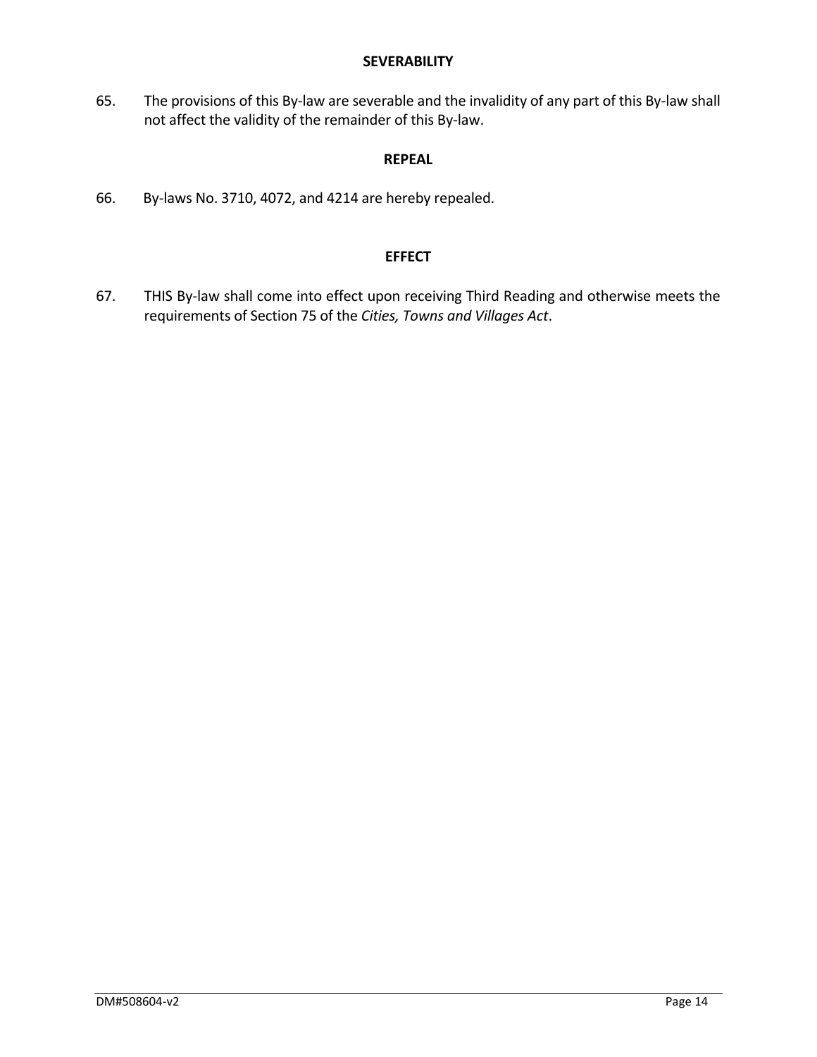## SEVERABILITY

65. The provisions of this By-law are severable and the invalidity of any part of this By-law shall not affect the validity of the remainder of this By-law.

## REPEAL

66. By-laws No. 3710, 4072, and 4214 are hereby repealed.

## EFFECT

67. THIS By-law shall come into effect upon receiving Third Reading and otherwise meets the requirements of Section 75 of the *Cities, Towns and Villages Act*.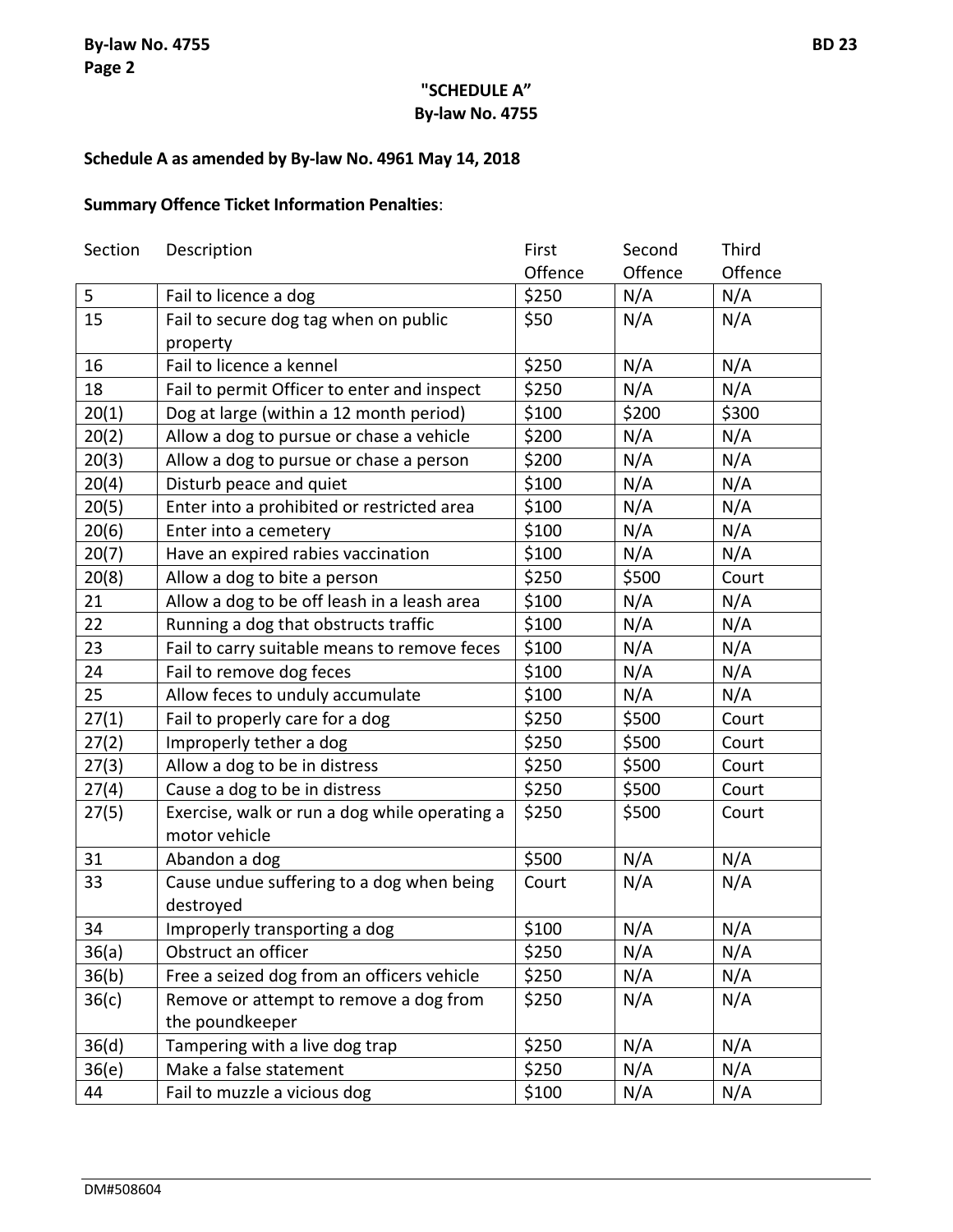**"SCHEDULE A"**
**By-law No. 4755**

**Schedule A as amended by By-law No. 4961 May 14, 2018**

**Summary Offence Ticket Information Penalties**:

| Section | Description | First Offence | Second Offence | Third Offence |
|---|---|---|---|---|
| 5 | Fail to licence a dog | $250 | N/A | N/A |
| 15 | Fail to secure dog tag when on public property | $50 | N/A | N/A |
| 16 | Fail to licence a kennel | $250 | N/A | N/A |
| 18 | Fail to permit Officer to enter and inspect | $250 | N/A | N/A |
| 20(1) | Dog at large (within a 12 month period) | $100 | $200 | $300 |
| 20(2) | Allow a dog to pursue or chase a vehicle | $200 | N/A | N/A |
| 20(3) | Allow a dog to pursue or chase a person | $200 | N/A | N/A |
| 20(4) | Disturb peace and quiet | $100 | N/A | N/A |
| 20(5) | Enter into a prohibited or restricted area | $100 | N/A | N/A |
| 20(6) | Enter into a cemetery | $100 | N/A | N/A |
| 20(7) | Have an expired rabies vaccination | $100 | N/A | N/A |
| 20(8) | Allow a dog to bite a person | $250 | $500 | Court |
| 21 | Allow a dog to be off leash in a leash area | $100 | N/A | N/A |
| 22 | Running a dog that obstructs traffic | $100 | N/A | N/A |
| 23 | Fail to carry suitable means to remove feces | $100 | N/A | N/A |
| 24 | Fail to remove dog feces | $100 | N/A | N/A |
| 25 | Allow feces to unduly accumulate | $100 | N/A | N/A |
| 27(1) | Fail to properly care for a dog | $250 | $500 | Court |
| 27(2) | Improperly tether a dog | $250 | $500 | Court |
| 27(3) | Allow a dog to be in distress | $250 | $500 | Court |
| 27(4) | Cause a dog to be in distress | $250 | $500 | Court |
| 27(5) | Exercise, walk or run a dog while operating a motor vehicle | $250 | $500 | Court |
| 31 | Abandon a dog | $500 | N/A | N/A |
| 33 | Cause undue suffering to a dog when being destroyed | Court | N/A | N/A |
| 34 | Improperly transporting a dog | $100 | N/A | N/A |
| 36(a) | Obstruct an officer | $250 | N/A | N/A |
| 36(b) | Free a seized dog from an officers vehicle | $250 | N/A | N/A |
| 36(c) | Remove or attempt to remove a dog from the poundkeeper | $250 | N/A | N/A |
| 36(d) | Tampering with a live dog trap | $250 | N/A | N/A |
| 36(e) | Make a false statement | $250 | N/A | N/A |
| 44 | Fail to muzzle a vicious dog | $100 | N/A | N/A |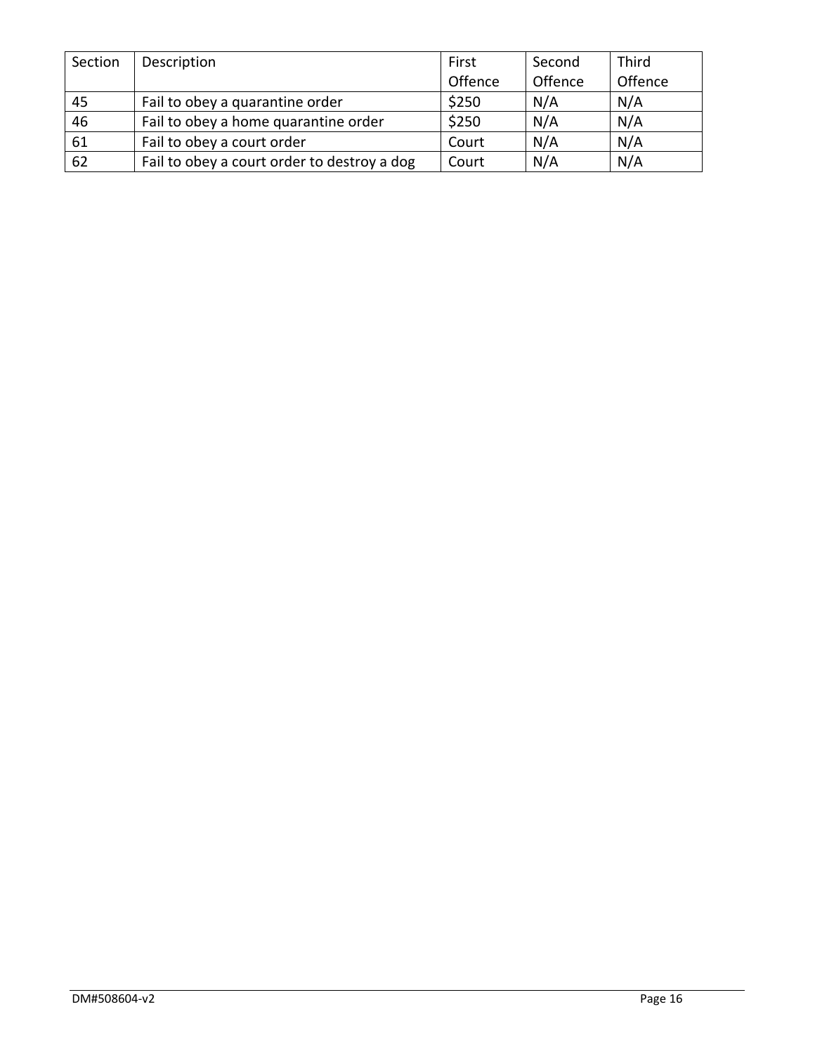| Section | Description | First Offence | Second Offence | Third Offence |
|---|---|---|---|---|
| 45 | Fail to obey a quarantine order | $250 | N/A | N/A |
| 46 | Fail to obey a home quarantine order | $250 | N/A | N/A |
| 61 | Fail to obey a court order | Court | N/A | N/A |
| 62 | Fail to obey a court order to destroy a dog | Court | N/A | N/A |